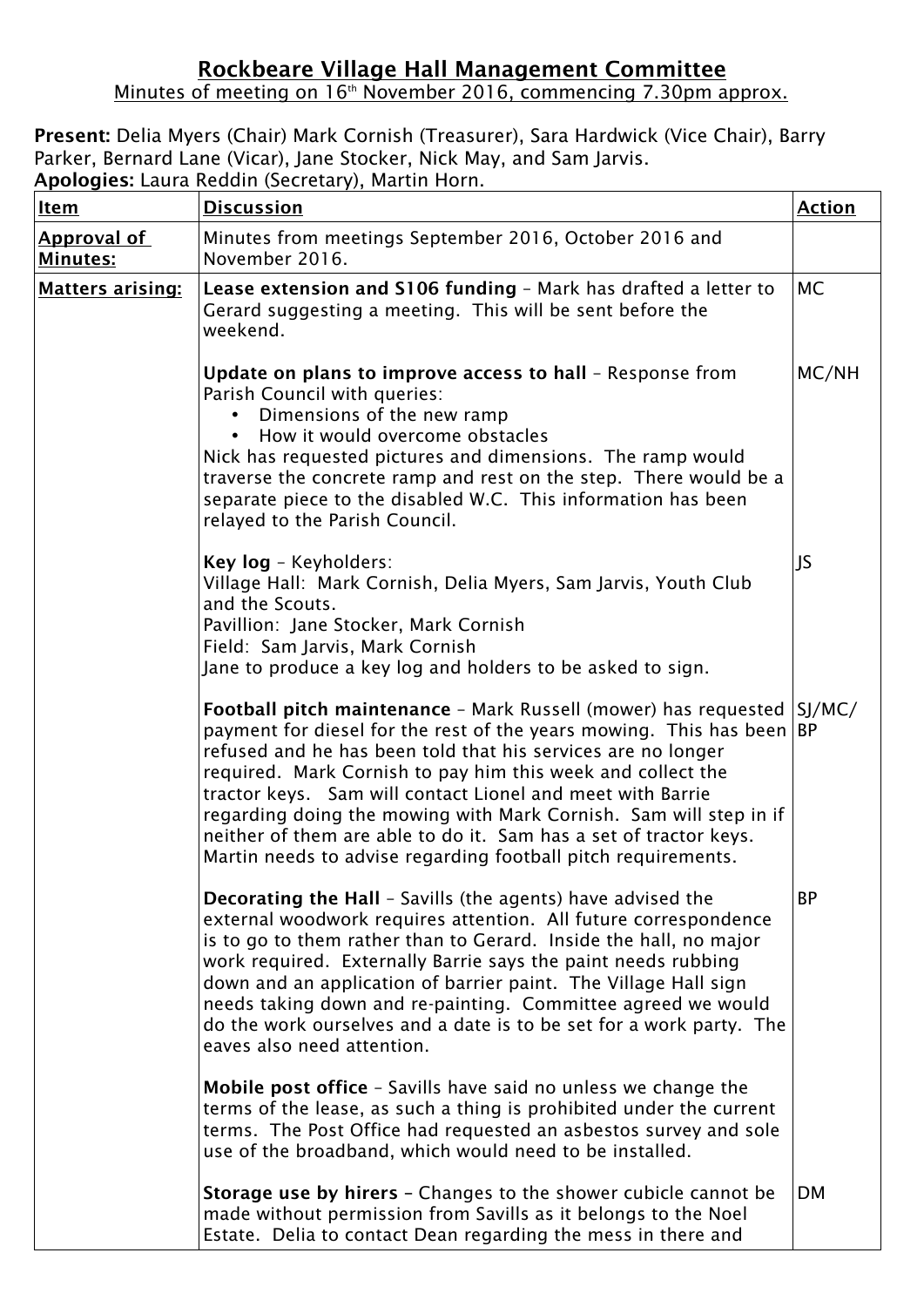# Rockbeare Village Hall Management Committee

Minutes of meeting on 16th November 2016, commencing 7.30pm approx.

**Present:** Delia Myers (Chair) Mark Cornish (Treasurer), Sara Hardwick (Vice Chair), Barry Parker, Bernard Lane (Vicar), Jane Stocker, Nick May, and Sam Jarvis.

**Apologies:** Laura Reddin (Secretary), Martin Horn.

| Item | Discussion | Action |
| --- | --- | --- |
| **Approval of Minutes:** | Minutes from meetings September 2016, October 2016 and November 2016. | |
| **Matters arising:** | **Lease extension and S106 funding** – Mark has drafted a letter to Gerard suggesting a meeting. This will be sent before the weekend. | MC |
| | **Update on plans to improve access to hall** – Response from Parish Council with queries:<br>• Dimensions of the new ramp<br>• How it would overcome obstacles<br>Nick has requested pictures and dimensions. The ramp would traverse the concrete ramp and rest on the step. There would be a separate piece to the disabled W.C. This information has been relayed to the Parish Council. | MC/NH |
| | **Key log** – Keyholders:<br>Village Hall: Mark Cornish, Delia Myers, Sam Jarvis, Youth Club and the Scouts.<br>Pavillion: Jane Stocker, Mark Cornish<br>Field: Sam Jarvis, Mark Cornish<br>Jane to produce a key log and holders to be asked to sign. | JS |
| | **Football pitch maintenance** – Mark Russell (mower) has requested payment for diesel for the rest of the years mowing. This has been refused and he has been told that his services are no longer required. Mark Cornish to pay him this week and collect the tractor keys. Sam will contact Lionel and meet with Barrie regarding doing the mowing with Mark Cornish. Sam will step in if neither of them are able to do it. Sam has a set of tractor keys. Martin needs to advise regarding football pitch requirements. | SJ/MC/BP |
| | **Decorating the Hall** – Savills (the agents) have advised the external woodwork requires attention. All future correspondence is to go to them rather than to Gerard. Inside the hall, no major work required. Externally Barrie says the paint needs rubbing down and an application of barrier paint. The Village Hall sign needs taking down and re-painting. Committee agreed we would do the work ourselves and a date is to be set for a work party. The eaves also need attention. | BP |
| | **Mobile post office** – Savills have said no unless we change the terms of the lease, as such a thing is prohibited under the current terms. The Post Office had requested an asbestos survey and sole use of the broadband, which would need to be installed. | |
| | **Storage use by hirers** – Changes to the shower cubicle cannot be made without permission from Savills as it belongs to the Noel Estate. Delia to contact Dean regarding the mess in there and | DM |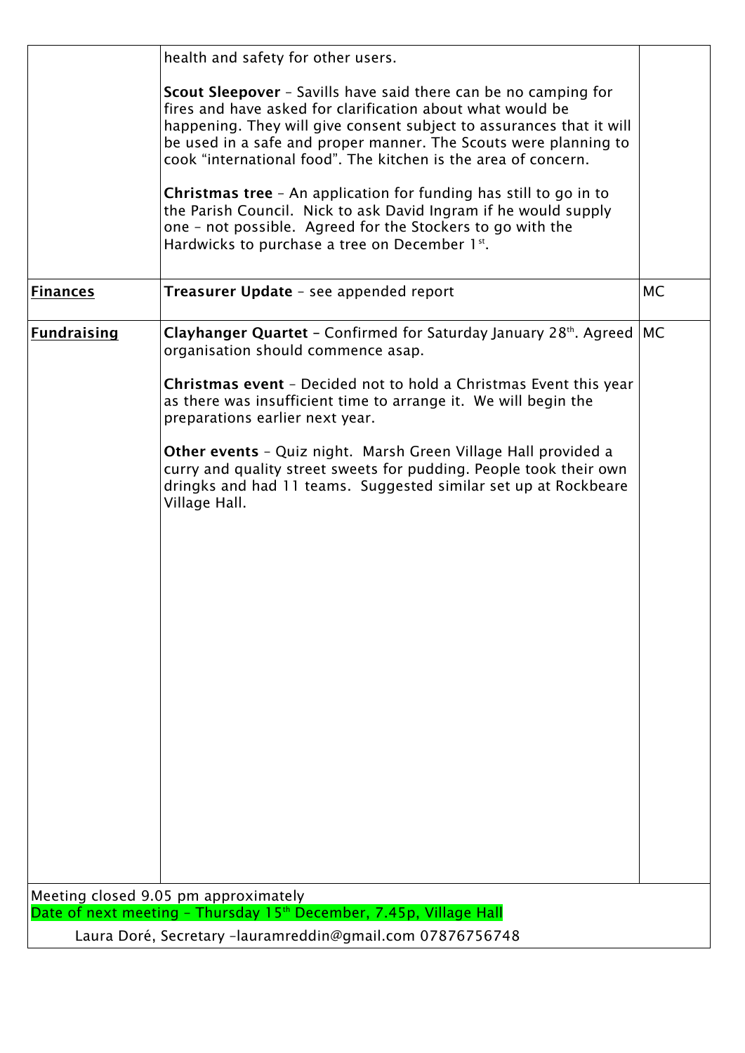| | | |
|---|---|---|
| | health and safety for other users.<br><br>**Scout Sleepover** – Savills have said there can be no camping for fires and have asked for clarification about what would be happening. They will give consent subject to assurances that it will be used in a safe and proper manner. The Scouts were planning to cook "international food". The kitchen is the area of concern.<br><br>**Christmas tree** – An application for funding has still to go in to the Parish Council. Nick to ask David Ingram if he would supply one – not possible. Agreed for the Stockers to go with the Hardwicks to purchase a tree on December 1st. | |
| **Finances** | **Treasurer Update** – see appended report | MC |
| **Fundraising** | **Clayhanger Quartet** – Confirmed for Saturday January 28th. Agreed organisation should commence asap.<br><br>**Christmas event** – Decided not to hold a Christmas Event this year as there was insufficient time to arrange it. We will begin the preparations earlier next year.<br><br>**Other events** – Quiz night. Marsh Green Village Hall provided a curry and quality street sweets for pudding. People took their own dringks and had 11 teams. Suggested similar set up at Rockbeare Village Hall. | MC |

Meeting closed 9.05 pm approximately

Date of next meeting – Thursday 15th December, 7.45p, Village Hall

Laura Doré, Secretary –lauramreddin@gmail.com 07876756748